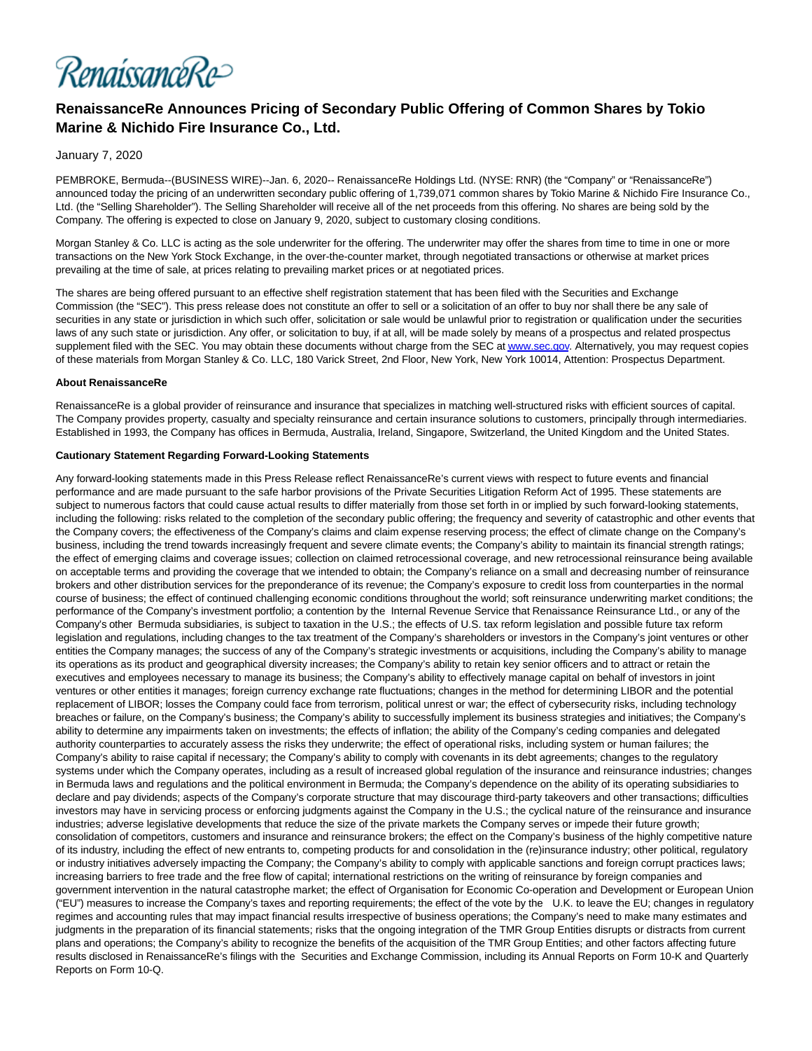RenaissanceRe

# RenaissanceRe Announces Pricing of Secondary Public Offering of Common Shares by Tokio Marine & Nichido Fire Insurance Co., Ltd.

January 7, 2020

PEMBROKE, Bermuda--(BUSINESS WIRE)--Jan. 6, 2020-- RenaissanceRe Holdings Ltd. (NYSE: RNR) (the "Company" or "RenaissanceRe") announced today the pricing of an underwritten secondary public offering of 1,739,071 common shares by Tokio Marine & Nichido Fire Insurance Co., Ltd. (the "Selling Shareholder"). The Selling Shareholder will receive all of the net proceeds from this offering. No shares are being sold by the Company. The offering is expected to close on January 9, 2020, subject to customary closing conditions.

Morgan Stanley & Co. LLC is acting as the sole underwriter for the offering. The underwriter may offer the shares from time to time in one or more transactions on the New York Stock Exchange, in the over-the-counter market, through negotiated transactions or otherwise at market prices prevailing at the time of sale, at prices relating to prevailing market prices or at negotiated prices.

The shares are being offered pursuant to an effective shelf registration statement that has been filed with the Securities and Exchange Commission (the "SEC"). This press release does not constitute an offer to sell or a solicitation of an offer to buy nor shall there be any sale of securities in any state or jurisdiction in which such offer, solicitation or sale would be unlawful prior to registration or qualification under the securities laws of any such state or jurisdiction. Any offer, or solicitation to buy, if at all, will be made solely by means of a prospectus and related prospectus supplement filed with the SEC. You may obtain these documents without charge from the SEC at www.sec.gov. Alternatively, you may request copies of these materials from Morgan Stanley & Co. LLC, 180 Varick Street, 2nd Floor, New York, New York 10014, Attention: Prospectus Department.

**About RenaissanceRe**

RenaissanceRe is a global provider of reinsurance and insurance that specializes in matching well-structured risks with efficient sources of capital. The Company provides property, casualty and specialty reinsurance and certain insurance solutions to customers, principally through intermediaries. Established in 1993, the Company has offices in Bermuda, Australia, Ireland, Singapore, Switzerland, the United Kingdom and the United States.

**Cautionary Statement Regarding Forward-Looking Statements**

Any forward-looking statements made in this Press Release reflect RenaissanceRe's current views with respect to future events and financial performance and are made pursuant to the safe harbor provisions of the Private Securities Litigation Reform Act of 1995. These statements are subject to numerous factors that could cause actual results to differ materially from those set forth in or implied by such forward-looking statements, including the following: risks related to the completion of the secondary public offering; the frequency and severity of catastrophic and other events that the Company covers; the effectiveness of the Company's claims and claim expense reserving process; the effect of climate change on the Company's business, including the trend towards increasingly frequent and severe climate events; the Company's ability to maintain its financial strength ratings; the effect of emerging claims and coverage issues; collection on claimed retrocessional coverage, and new retrocessional reinsurance being available on acceptable terms and providing the coverage that we intended to obtain; the Company's reliance on a small and decreasing number of reinsurance brokers and other distribution services for the preponderance of its revenue; the Company's exposure to credit loss from counterparties in the normal course of business; the effect of continued challenging economic conditions throughout the world; soft reinsurance underwriting market conditions; the performance of the Company's investment portfolio; a contention by the Internal Revenue Service that Renaissance Reinsurance Ltd., or any of the Company's other Bermuda subsidiaries, is subject to taxation in the U.S.; the effects of U.S. tax reform legislation and possible future tax reform legislation and regulations, including changes to the tax treatment of the Company's shareholders or investors in the Company's joint ventures or other entities the Company manages; the success of any of the Company's strategic investments or acquisitions, including the Company's ability to manage its operations as its product and geographical diversity increases; the Company's ability to retain key senior officers and to attract or retain the executives and employees necessary to manage its business; the Company's ability to effectively manage capital on behalf of investors in joint ventures or other entities it manages; foreign currency exchange rate fluctuations; changes in the method for determining LIBOR and the potential replacement of LIBOR; losses the Company could face from terrorism, political unrest or war; the effect of cybersecurity risks, including technology breaches or failure, on the Company's business; the Company's ability to successfully implement its business strategies and initiatives; the Company's ability to determine any impairments taken on investments; the effects of inflation; the ability of the Company's ceding companies and delegated authority counterparties to accurately assess the risks they underwrite; the effect of operational risks, including system or human failures; the Company's ability to raise capital if necessary; the Company's ability to comply with covenants in its debt agreements; changes to the regulatory systems under which the Company operates, including as a result of increased global regulation of the insurance and reinsurance industries; changes in Bermuda laws and regulations and the political environment in Bermuda; the Company's dependence on the ability of its operating subsidiaries to declare and pay dividends; aspects of the Company's corporate structure that may discourage third-party takeovers and other transactions; difficulties investors may have in servicing process or enforcing judgments against the Company in the U.S.; the cyclical nature of the reinsurance and insurance industries; adverse legislative developments that reduce the size of the private markets the Company serves or impede their future growth; consolidation of competitors, customers and insurance and reinsurance brokers; the effect on the Company's business of the highly competitive nature of its industry, including the effect of new entrants to, competing products for and consolidation in the (re)insurance industry; other political, regulatory or industry initiatives adversely impacting the Company; the Company's ability to comply with applicable sanctions and foreign corrupt practices laws; increasing barriers to free trade and the free flow of capital; international restrictions on the writing of reinsurance by foreign companies and government intervention in the natural catastrophe market; the effect of Organisation for Economic Co-operation and Development or European Union ("EU") measures to increase the Company's taxes and reporting requirements; the effect of the vote by the U.K. to leave the EU; changes in regulatory regimes and accounting rules that may impact financial results irrespective of business operations; the Company's need to make many estimates and judgments in the preparation of its financial statements; risks that the ongoing integration of the TMR Group Entities disrupts or distracts from current plans and operations; the Company's ability to recognize the benefits of the acquisition of the TMR Group Entities; and other factors affecting future results disclosed in RenaissanceRe's filings with the Securities and Exchange Commission, including its Annual Reports on Form 10-K and Quarterly Reports on Form 10-Q.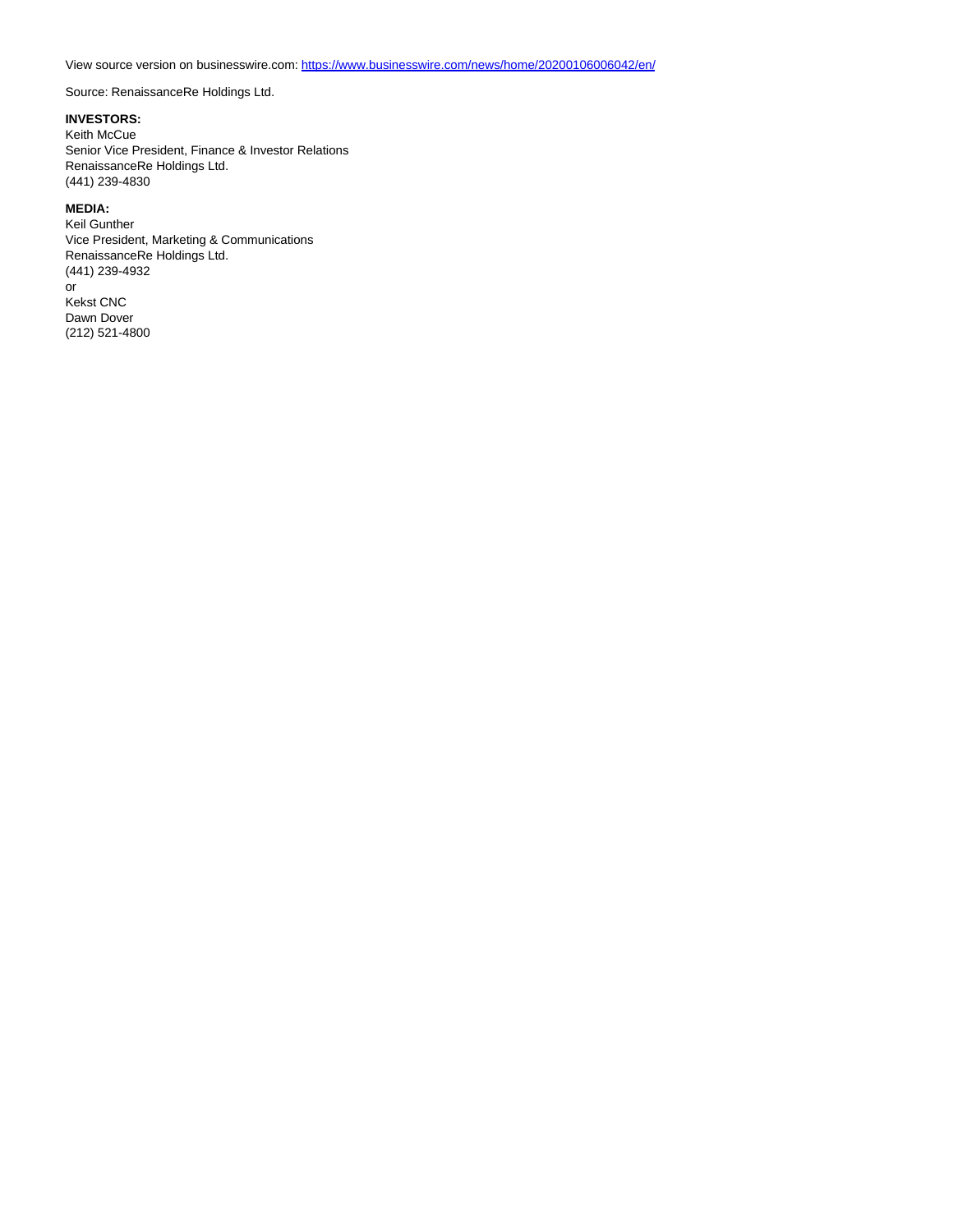View source version on businesswire.com: [https://www.businesswire.com/news/home/20200106006042/en/](https://www.businesswire.com/news/home/20200106006042/en/)

Source: RenaissanceRe Holdings Ltd.

**INVESTORS:**
Keith McCue
Senior Vice President, Finance & Investor Relations
RenaissanceRe Holdings Ltd.
(441) 239-4830

**MEDIA:**
Keil Gunther
Vice President, Marketing & Communications
RenaissanceRe Holdings Ltd.
(441) 239-4932
or
Kekst CNC
Dawn Dover
(212) 521-4800